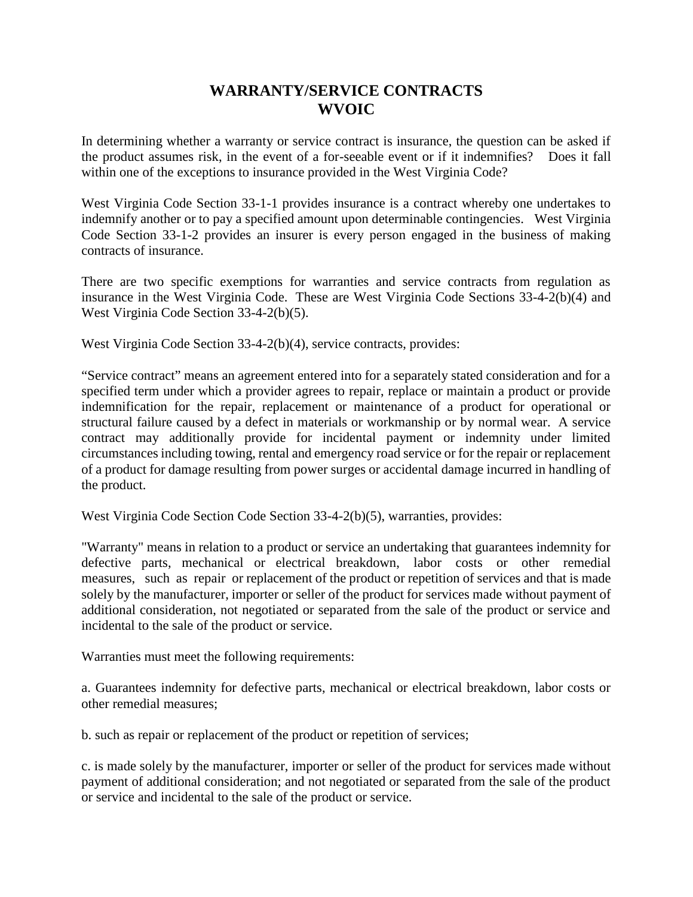# WARRANTY/SERVICE CONTRACTS
# WVOIC

In determining whether a warranty or service contract is insurance, the question can be asked if the product assumes risk, in the event of a for-seeable event or if it indemnifies? Does it fall within one of the exceptions to insurance provided in the West Virginia Code?

West Virginia Code Section 33-1-1 provides insurance is a contract whereby one undertakes to indemnify another or to pay a specified amount upon determinable contingencies. West Virginia Code Section 33-1-2 provides an insurer is every person engaged in the business of making contracts of insurance.

There are two specific exemptions for warranties and service contracts from regulation as insurance in the West Virginia Code. These are West Virginia Code Sections 33-4-2(b)(4) and West Virginia Code Section 33-4-2(b)(5).

West Virginia Code Section 33-4-2(b)(4), service contracts, provides:

"Service contract" means an agreement entered into for a separately stated consideration and for a specified term under which a provider agrees to repair, replace or maintain a product or provide indemnification for the repair, replacement or maintenance of a product for operational or structural failure caused by a defect in materials or workmanship or by normal wear. A service contract may additionally provide for incidental payment or indemnity under limited circumstances including towing, rental and emergency road service or for the repair or replacement of a product for damage resulting from power surges or accidental damage incurred in handling of the product.

West Virginia Code Section Code Section 33-4-2(b)(5), warranties, provides:

"Warranty" means in relation to a product or service an undertaking that guarantees indemnity for defective parts, mechanical or electrical breakdown, labor costs or other remedial measures, such as repair or replacement of the product or repetition of services and that is made solely by the manufacturer, importer or seller of the product for services made without payment of additional consideration, not negotiated or separated from the sale of the product or service and incidental to the sale of the product or service.

Warranties must meet the following requirements:

a. Guarantees indemnity for defective parts, mechanical or electrical breakdown, labor costs or other remedial measures;

b. such as repair or replacement of the product or repetition of services;

c. is made solely by the manufacturer, importer or seller of the product for services made without payment of additional consideration; and not negotiated or separated from the sale of the product or service and incidental to the sale of the product or service.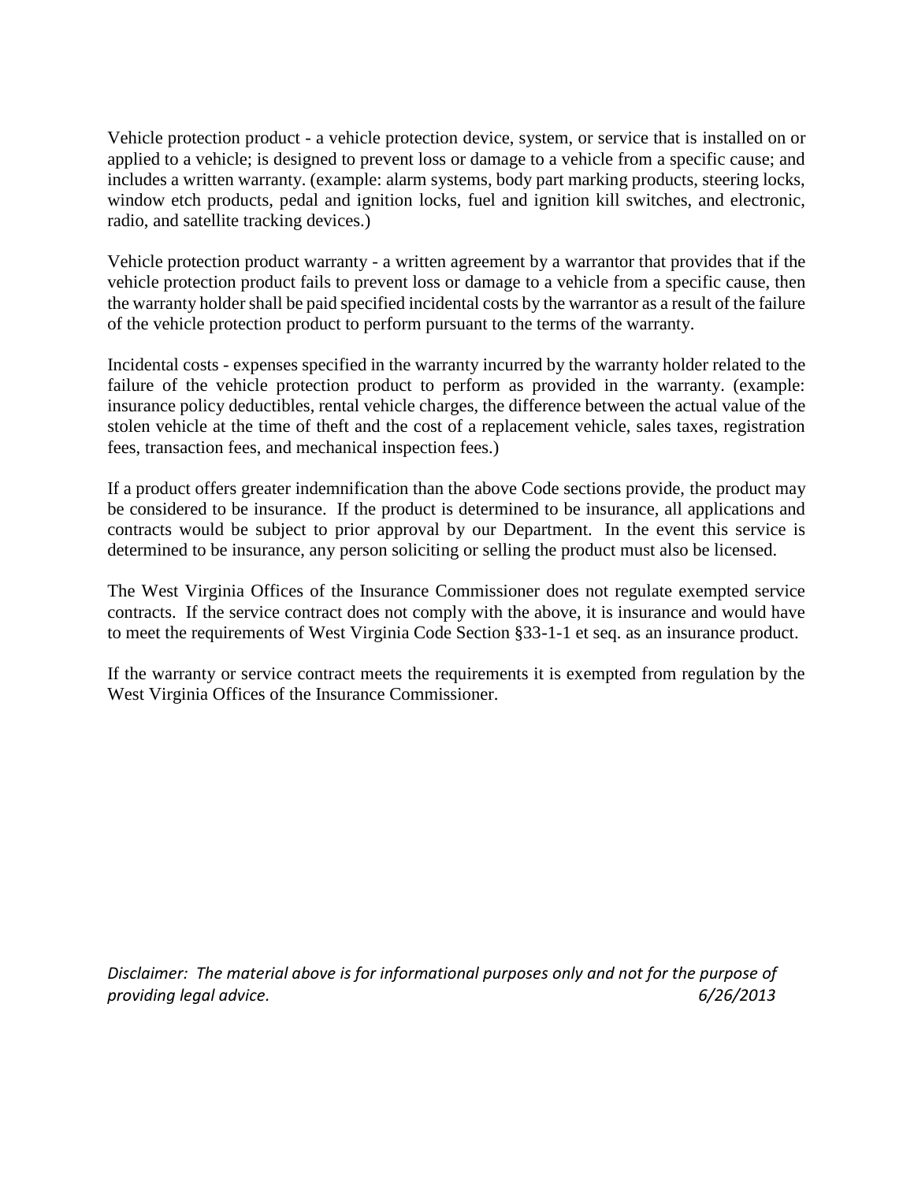Vehicle protection product - a vehicle protection device, system, or service that is installed on or applied to a vehicle; is designed to prevent loss or damage to a vehicle from a specific cause; and includes a written warranty. (example: alarm systems, body part marking products, steering locks, window etch products, pedal and ignition locks, fuel and ignition kill switches, and electronic, radio, and satellite tracking devices.)

Vehicle protection product warranty - a written agreement by a warrantor that provides that if the vehicle protection product fails to prevent loss or damage to a vehicle from a specific cause, then the warranty holder shall be paid specified incidental costs by the warrantor as a result of the failure of the vehicle protection product to perform pursuant to the terms of the warranty.

Incidental costs - expenses specified in the warranty incurred by the warranty holder related to the failure of the vehicle protection product to perform as provided in the warranty. (example: insurance policy deductibles, rental vehicle charges, the difference between the actual value of the stolen vehicle at the time of theft and the cost of a replacement vehicle, sales taxes, registration fees, transaction fees, and mechanical inspection fees.)

If a product offers greater indemnification than the above Code sections provide, the product may be considered to be insurance. If the product is determined to be insurance, all applications and contracts would be subject to prior approval by our Department. In the event this service is determined to be insurance, any person soliciting or selling the product must also be licensed.

The West Virginia Offices of the Insurance Commissioner does not regulate exempted service contracts. If the service contract does not comply with the above, it is insurance and would have to meet the requirements of West Virginia Code Section §33-1-1 et seq. as an insurance product.

If the warranty or service contract meets the requirements it is exempted from regulation by the West Virginia Offices of the Insurance Commissioner.

*Disclaimer: The material above is for informational purposes only and not for the purpose of providing legal advice.* *6/26/2013*